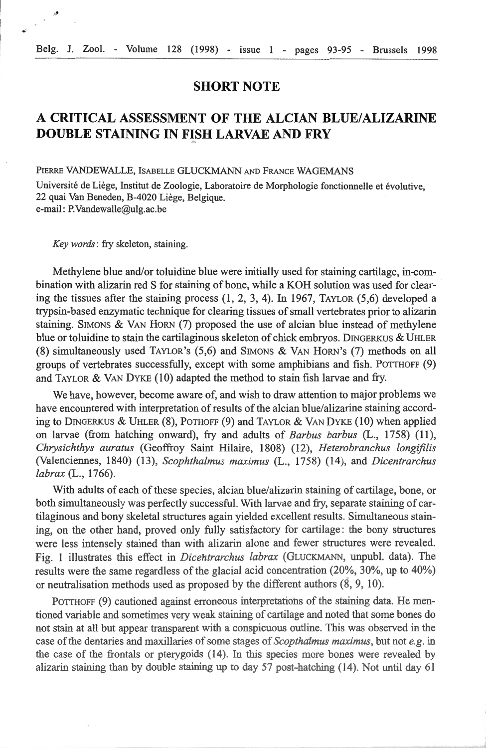## SHORT NOTE

# A CRITICAL ASSESSMENT OF THE ALCIAN BLUE/ALIZARINE DOUBLE STAINING IN FISH LARVAE AND FRY

PIERRE VANDEWALLE, ISABELLE GLUCKMANN AND FRANCE WAGEMANS

Université de Liège, Institut de Zoologie, Laboratoire de Morphologie fonctionnelle et évolutive, 22 quai Van Beneden, B-4020 Liège, Belgique.
e-mail: P.Vandewalle@ulg.ac.be

*Key words*: fry skeleton, staining.

Methylene blue and/or toluidine blue were initially used for staining cartilage, in-combination with alizarin red S for staining of bone, while a KOH solution was used for clearing the tissues after the staining process (1, 2, 3, 4). In 1967, TAYLOR (5,6) developed a trypsin-based enzymatic technique for clearing tissues of small vertebrates prior to alizarin staining. SIMONS & VAN HORN (7) proposed the use of alcian blue instead of methylene blue or toluidine to stain the cartilaginous skeleton of chick embryos. DINGERKUS & UHLER (8) simultaneously used TAYLOR's (5,6) and SIMONS & VAN HORN's (7) methods on all groups of vertebrates successfully, except with some amphibians and fish. POTTHOFF (9) and TAYLOR & VAN DYKE (10) adapted the method to stain fish larvae and fry.

We have, however, become aware of, and wish to draw attention to major problems we have encountered with interpretation of results of the alcian blue/alizarine staining according to DINGERKUS & UHLER (8), POTHOFF (9) and TAYLOR & VAN DYKE (10) when applied on larvae (from hatching onward), fry and adults of *Barbus barbus* (L., 1758) (11), *Chrysichthys auratus* (Geoffroy Saint Hilaire, 1808) (12), *Heterobranchus longifilis* (Valenciennes, 1840) (13), *Scophthalmus maximus* (L., 1758) (14), and *Dicentrarchus labrax* (L., 1766).

With adults of each of these species, alcian blue/alizarin staining of cartilage, bone, or both simultaneously was perfectly successful. With larvae and fry, separate staining of cartilaginous and bony skeletal structures again yielded excellent results. Simultaneous staining, on the other hand, proved only fully satisfactory for cartilage: the bony structures were less intensely stained than with alizarin alone and fewer structures were revealed. Fig. 1 illustrates this effect in *Dicentrarchus labrax* (GLUCKMANN, unpubl. data). The results were the same regardless of the glacial acid concentration (20%, 30%, up to 40%) or neutralisation methods used as proposed by the different authors (8, 9, 10).

POTTHOFF (9) cautioned against erroneous interpretations of the staining data. He mentioned variable and sometimes very weak staining of cartilage and noted that some bones do not stain at all but appear transparent with a conspicuous outline. This was observed in the case of the dentaries and maxillaries of some stages of *Scopthalmus maximus*, but not *e.g.* in the case of the frontals or pterygoids (14). In this species more bones were revealed by alizarin staining than by double staining up to day 57 post-hatching (14). Not until day 61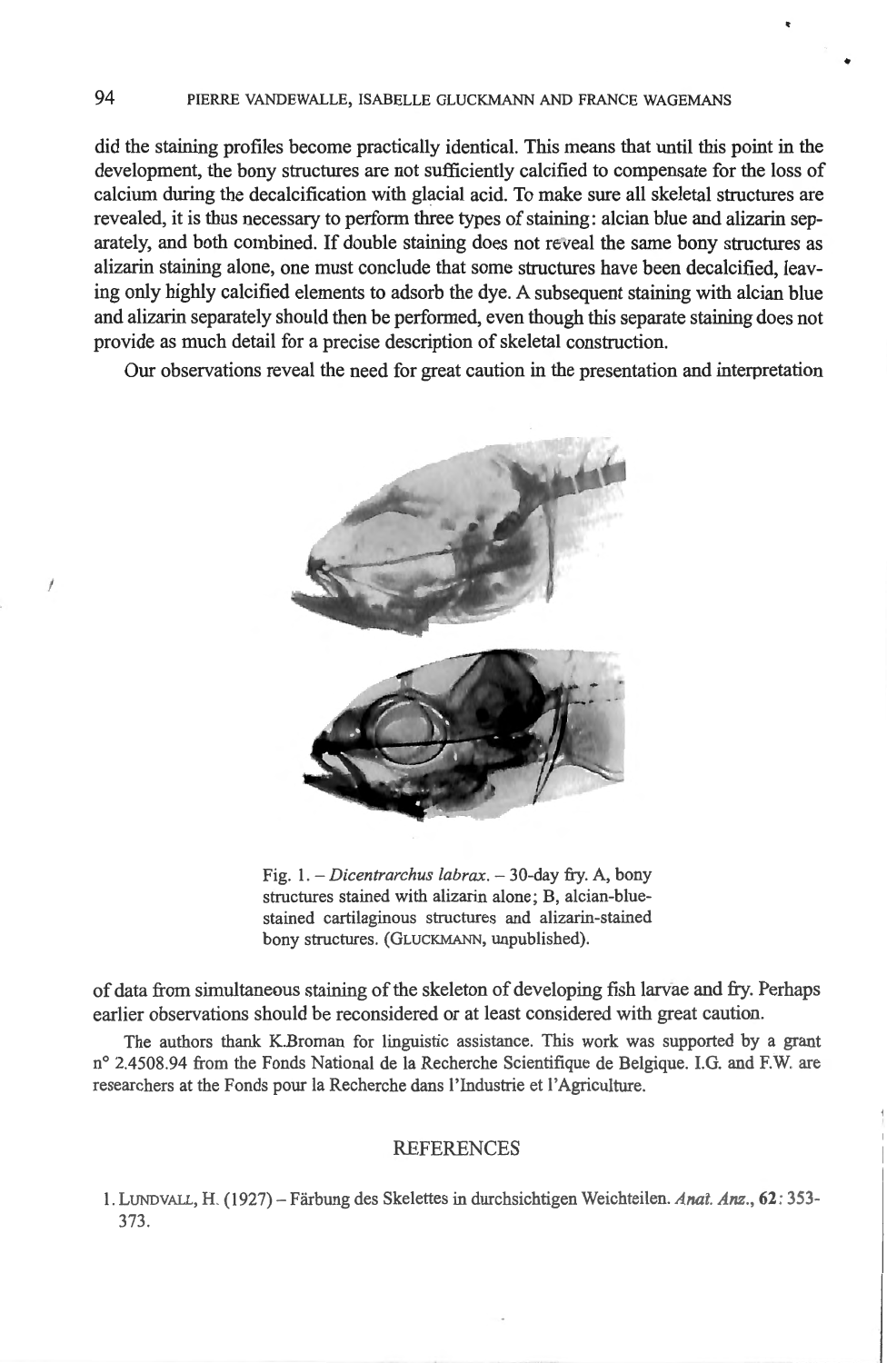did the staining profiles become practically identical. This means that until this point in the development, the bony structures are not sufficiently calcified to compensate for the loss of calcium during the decalcification with glacial acid. To make sure all skeletal structures are revealed, it is thus necessary to perform three types of staining: alcian blue and alizarin separately, and both combined. If double staining does not reveal the same bony structures as alizarin staining alone, one must conclude that some structures have been decalcified, leaving only highly calcified elements to adsorb the dye. A subsequent staining with alcian blue and alizarin separately should then be performed, even though this separate staining does not provide as much detail for a precise description of skeletal construction.

Our observations reveal the need for great caution in the presentation and interpretation of data from simultaneous staining of the skeleton of developing fish larvae and fry. Perhaps earlier observations should be reconsidered or at least considered with great caution.

Fig. 1. – *Dicentrarchus labrax*. – 30-day fry. A, bony structures stained with alizarin alone; B, alcian-blue-stained cartilaginous structures and alizarin-stained bony structures. (GLUCKMANN, unpublished).

The authors thank K.Broman for linguistic assistance. This work was supported by a grant n° 2.4508.94 from the Fonds National de la Recherche Scientifique de Belgique. I.G. and F.W. are researchers at the Fonds pour la Recherche dans l'Industrie et l'Agriculture.

## REFERENCES

1. LUNDVALL, H. (1927) – Färbung des Skelettes in durchsichtigen Weichteilen. *Anat. Anz.*, **62**: 353-373.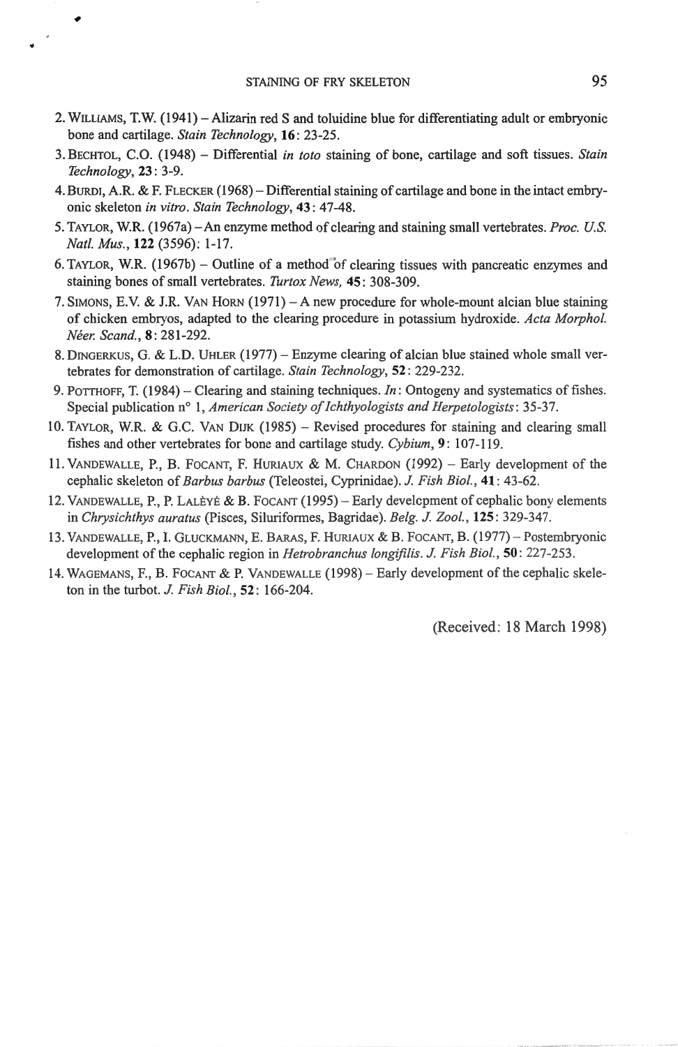2. Williams, T.W. (1941) – Alizarin red S and toluidine blue for differentiating adult or embryonic bone and cartilage. *Stain Technology*, **16**: 23-25.
3. Bechtol, C.O. (1948) – Differential *in toto* staining of bone, cartilage and soft tissues. *Stain Technology*, **23**: 3-9.
4. Burdi, A.R. & F. Flecker (1968) – Differential staining of cartilage and bone in the intact embryonic skeleton *in vitro*. *Stain Technology*, **43**: 47-48.
5. Taylor, W.R. (1967a) – An enzyme method of clearing and staining small vertebrates. *Proc. U.S. Natl. Mus.*, **122** (3596): 1-17.
6. Taylor, W.R. (1967b) – Outline of a method of clearing tissues with pancreatic enzymes and staining bones of small vertebrates. *Turtox News*, **45**: 308-309.
7. Simons, E.V. & J.R. Van Horn (1971) – A new procedure for whole-mount alcian blue staining of chicken embryos, adapted to the clearing procedure in potassium hydroxide. *Acta Morphol. Néer. Scand.*, **8**: 281-292.
8. Dingerkus, G. & L.D. Uhler (1977) – Enzyme clearing of alcian blue stained whole small vertebrates for demonstration of cartilage. *Stain Technology*, **52**: 229-232.
9. Potthoff, T. (1984) – Clearing and staining techniques. *In*: Ontogeny and systematics of fishes. Special publication n° 1, *American Society of Ichthyologists and Herpetologists*: 35-37.
10. Taylor, W.R. & G.C. Van Dijk (1985) – Revised procedures for staining and clearing small fishes and other vertebrates for bone and cartilage study. *Cybium*, **9**: 107-119.
11. Vandewalle, P., B. Focant, F. Huriaux & M. Chardon (1992) – Early development of the cephalic skeleton of *Barbus barbus* (Teleostei, Cyprinidae). *J. Fish Biol.*, **41**: 43-62.
12. Vandewalle, P., P. Lalèyé & B. Focant (1995) – Early development of cephalic bony elements in *Chrysichthys auratus* (Pisces, Siluriformes, Bagridae). *Belg. J. Zool.*, **125**: 329-347.
13. Vandewalle, P., I. Gluckmann, E. Baras, F. Huriaux & B. Focant, B. (1977) – Postembryonic development of the cephalic region in *Hetrobranchus longifilis*. *J. Fish Biol.*, **50**: 227-253.
14. Wagemans, F., B. Focant & P. Vandewalle (1998) – Early development of the cephalic skeleton in the turbot. *J. Fish Biol.*, **52**: 166-204.

(Received: 18 March 1998)